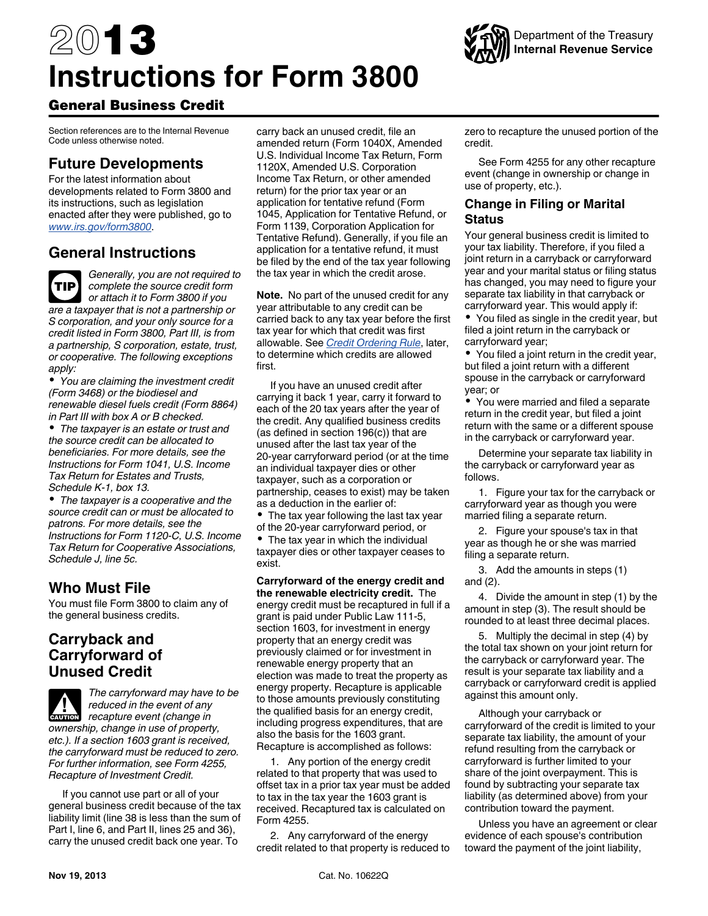# 2013 Instructions for Form 3800

Department of the Treasury
Internal Revenue Service

## General Business Credit

Section references are to the Internal Revenue Code unless otherwise noted.

## Future Developments

For the latest information about developments related to Form 3800 and its instructions, such as legislation enacted after they were published, go to *www.irs.gov/form3800*.

## General Instructions

**TIP** *Generally, you are not required to complete the source credit form or attach it to Form 3800 if you are a taxpayer that is not a partnership or S corporation, and your only source for a credit listed in Form 3800, Part III, is from a partnership, S corporation, estate, trust, or cooperative. The following exceptions apply:*

- *You are claiming the investment credit (Form 3468) or the biodiesel and renewable diesel fuels credit (Form 8864) in Part III with box A or B checked.*
- *The taxpayer is an estate or trust and the source credit can be allocated to beneficiaries. For more details, see the Instructions for Form 1041, U.S. Income Tax Return for Estates and Trusts, Schedule K-1, box 13.*
- *The taxpayer is a cooperative and the source credit can or must be allocated to patrons. For more details, see the Instructions for Form 1120-C, U.S. Income Tax Return for Cooperative Associations, Schedule J, line 5c.*

## Who Must File

You must file Form 3800 to claim any of the general business credits.

## Carryback and Carryforward of Unused Credit

**CAUTION** *The carryforward may have to be reduced in the event of any recapture event (change in ownership, change in use of property, etc.). If a section 1603 grant is received, the carryforward must be reduced to zero. For further information, see Form 4255, Recapture of Investment Credit.*

If you cannot use part or all of your general business credit because of the tax liability limit (line 38 is less than the sum of Part I, line 6, and Part II, lines 25 and 36), carry the unused credit back one year. To carry back an unused credit, file an amended return (Form 1040X, Amended U.S. Individual Income Tax Return, Form 1120X, Amended U.S. Corporation Income Tax Return, or other amended return) for the prior tax year or an application for tentative refund (Form 1045, Application for Tentative Refund, or Form 1139, Corporation Application for Tentative Refund). Generally, if you file an application for a tentative refund, it must be filed by the end of the tax year following the tax year in which the credit arose.

**Note.** No part of the unused credit for any year attributable to any credit can be carried back to any tax year before the first tax year for which that credit was first allowable. See *Credit Ordering Rule*, later, to determine which credits are allowed first.

If you have an unused credit after carrying it back 1 year, carry it forward to each of the 20 tax years after the year of the credit. Any qualified business credits (as defined in section 196(c)) that are unused after the last tax year of the 20-year carryforward period (or at the time an individual taxpayer dies or other taxpayer, such as a corporation or partnership, ceases to exist) may be taken as a deduction in the earlier of:

- The tax year following the last tax year of the 20-year carryforward period, or
- The tax year in which the individual taxpayer dies or other taxpayer ceases to exist.

**Carryforward of the energy credit and the renewable electricity credit.** The energy credit must be recaptured in full if a grant is paid under Public Law 111-5, section 1603, for investment in energy property that an energy credit was previously claimed or for investment in renewable energy property that an election was made to treat the property as energy property. Recapture is applicable to those amounts previously constituting the qualified basis for an energy credit, including progress expenditures, that are also the basis for the 1603 grant. Recapture is accomplished as follows:

1. Any portion of the energy credit related to that property that was used to offset tax in a prior tax year must be added to tax in the tax year the 1603 grant is received. Recaptured tax is calculated on Form 4255.
2. Any carryforward of the energy credit related to that property is reduced to zero to recapture the unused portion of the credit.

See Form 4255 for any other recapture event (change in ownership or change in use of property, etc.).

## Change in Filing or Marital Status

Your general business credit is limited to your tax liability. Therefore, if you filed a joint return in a carryback or carryforward year and your marital status or filing status has changed, you may need to figure your separate tax liability in that carryback or carryforward year. This would apply if:

- You filed as single in the credit year, but filed a joint return in the carryback or carryforward year;
- You filed a joint return in the credit year, but filed a joint return with a different spouse in the carryback or carryforward year; or
- You were married and filed a separate return in the credit year, but filed a joint return with the same or a different spouse in the carryback or carryforward year.

Determine your separate tax liability in the carryback or carryforward year as follows.

1. Figure your tax for the carryback or carryforward year as though you were married filing a separate return.
2. Figure your spouse's tax in that year as though he or she was married filing a separate return.
3. Add the amounts in steps (1) and (2).
4. Divide the amount in step (1) by the amount in step (3). The result should be rounded to at least three decimal places.
5. Multiply the decimal in step (4) by the total tax shown on your joint return for the carryback or carryforward year. The result is your separate tax liability and a carryback or carryforward credit is applied against this amount only.

Although your carryback or carryforward of the credit is limited to your separate tax liability, the amount of your refund resulting from the carryback or carryforward is further limited to your share of the joint overpayment. This is found by subtracting your separate tax liability (as determined above) from your contribution toward the payment.

Unless you have an agreement or clear evidence of each spouse's contribution toward the payment of the joint liability,

Nov 19, 2013 Cat. No. 10622Q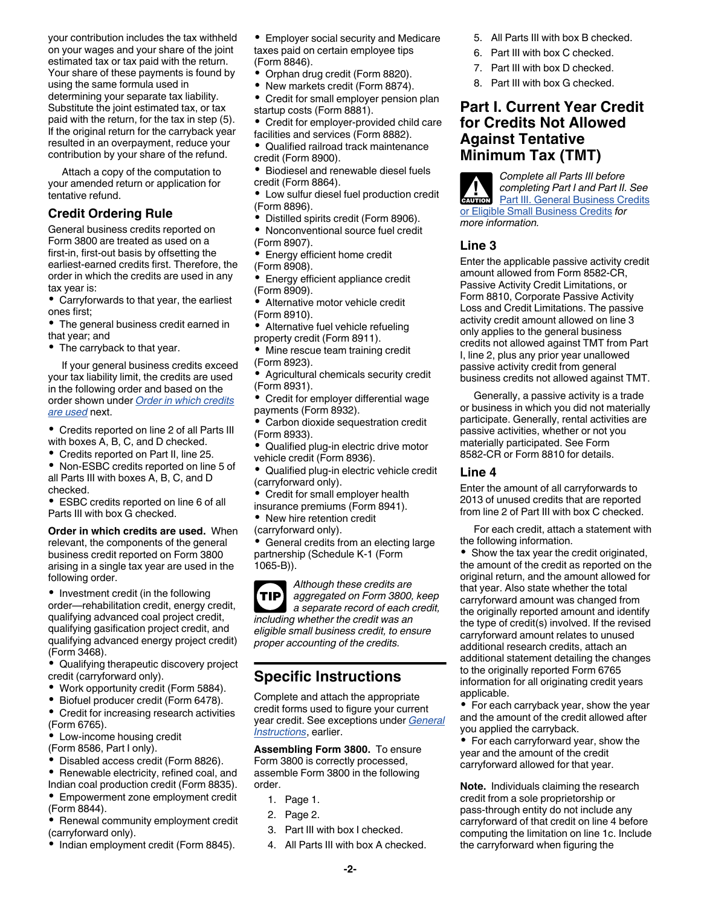your contribution includes the tax withheld on your wages and your share of the joint estimated tax or tax paid with the return. Your share of these payments is found by using the same formula used in determining your separate tax liability. Substitute the joint estimated tax, or tax paid with the return, for the tax in step (5). If the original return for the carryback year resulted in an overpayment, reduce your contribution by your share of the refund.

Attach a copy of the computation to your amended return or application for tentative refund.

### Credit Ordering Rule

General business credits reported on Form 3800 are treated as used on a first-in, first-out basis by offsetting the earliest-earned credits first. Therefore, the order in which the credits are used in any tax year is:

- Carryforwards to that year, the earliest ones first;
- The general business credit earned in that year; and
- The carryback to that year.

If your general business credits exceed your tax liability limit, the credits are used in the following order and based on the order shown under *Order in which credits are used* next.

- Credits reported on line 2 of all Parts III with boxes A, B, C, and D checked.
- Credits reported on Part II, line 25.
- Non-ESBC credits reported on line 5 of all Parts III with boxes A, B, C, and D checked.
- ESBC credits reported on line 6 of all Parts III with box G checked.

**Order in which credits are used.** When relevant, the components of the general business credit reported on Form 3800 arising in a single tax year are used in the following order.

- Investment credit (in the following order—rehabilitation credit, energy credit, qualifying advanced coal project credit, qualifying gasification project credit, and qualifying advanced energy project credit) (Form 3468).
- Qualifying therapeutic discovery project credit (carryforward only).
- Work opportunity credit (Form 5884).
- Biofuel producer credit (Form 6478).
- Credit for increasing research activities (Form 6765).
- Low-income housing credit (Form 8586, Part I only).
- Disabled access credit (Form 8826).
- Renewable electricity, refined coal, and Indian coal production credit (Form 8835).
- Empowerment zone employment credit (Form 8844).
- Renewal community employment credit (carryforward only).
- Indian employment credit (Form 8845).
- Employer social security and Medicare taxes paid on certain employee tips (Form 8846).
- Orphan drug credit (Form 8820).
- New markets credit (Form 8874).
- Credit for small employer pension plan startup costs (Form 8881).
- Credit for employer-provided child care facilities and services (Form 8882).
- Qualified railroad track maintenance credit (Form 8900).
- Biodiesel and renewable diesel fuels credit (Form 8864).
- Low sulfur diesel fuel production credit (Form 8896).
- Distilled spirits credit (Form 8906).
- Nonconventional source fuel credit (Form 8907).
- Energy efficient home credit (Form 8908).
- Energy efficient appliance credit (Form 8909).
- Alternative motor vehicle credit (Form 8910).
- Alternative fuel vehicle refueling property credit (Form 8911).
- Mine rescue team training credit (Form 8923).
- Agricultural chemicals security credit (Form 8931).
- Credit for employer differential wage payments (Form 8932).
- Carbon dioxide sequestration credit (Form 8933).
- Qualified plug-in electric drive motor vehicle credit (Form 8936).
- Qualified plug-in electric vehicle credit (carryforward only).
- Credit for small employer health insurance premiums (Form 8941).
- New hire retention credit (carryforward only).
- General credits from an electing large partnership (Schedule K-1 (Form 1065-B)).

**TIP** *Although these credits are aggregated on Form 3800, keep a separate record of each credit, including whether the credit was an eligible small business credit, to ensure proper accounting of the credits.*

## Specific Instructions

Complete and attach the appropriate credit forms used to figure your current year credit. See exceptions under *General Instructions*, earlier.

**Assembling Form 3800.** To ensure Form 3800 is correctly processed, assemble Form 3800 in the following order.

1. Page 1.
2. Page 2.
3. Part III with box I checked.
4. All Parts III with box A checked.
5. All Parts III with box B checked.
6. Part III with box C checked.
7. Part III with box D checked.
8. Part III with box G checked.

## Part I. Current Year Credit for Credits Not Allowed Against Tentative Minimum Tax (TMT)

**CAUTION** *Complete all Parts III before completing Part I and Part II. See Part III. General Business Credits or Eligible Small Business Credits for more information.*

### Line 3

Enter the applicable passive activity credit amount allowed from Form 8582-CR, Passive Activity Credit Limitations, or Form 8810, Corporate Passive Activity Loss and Credit Limitations. The passive activity credit amount allowed on line 3 only applies to the general business credits not allowed against TMT from Part I, line 2, plus any prior year unallowed passive activity credit from general business credits not allowed against TMT.

Generally, a passive activity is a trade or business in which you did not materially participate. Generally, rental activities are passive activities, whether or not you materially participated. See Form 8582-CR or Form 8810 for details.

### Line 4

Enter the amount of all carryforwards to 2013 of unused credits that are reported from line 2 of Part III with box C checked.

For each credit, attach a statement with the following information.

- Show the tax year the credit originated, the amount of the credit as reported on the original return, and the amount allowed for that year. Also state whether the total carryforward amount was changed from the originally reported amount and identify the type of credit(s) involved. If the revised carryforward amount relates to unused additional research credits, attach an additional statement detailing the changes to the originally reported Form 6765 information for all originating credit years applicable.
- For each carryback year, show the year and the amount of the credit allowed after you applied the carryback.
- For each carryforward year, show the year and the amount of the credit carryforward allowed for that year.

**Note.** Individuals claiming the research credit from a sole proprietorship or pass-through entity do not include any carryforward of that credit on line 4 before computing the limitation on line 1c. Include the carryforward when figuring the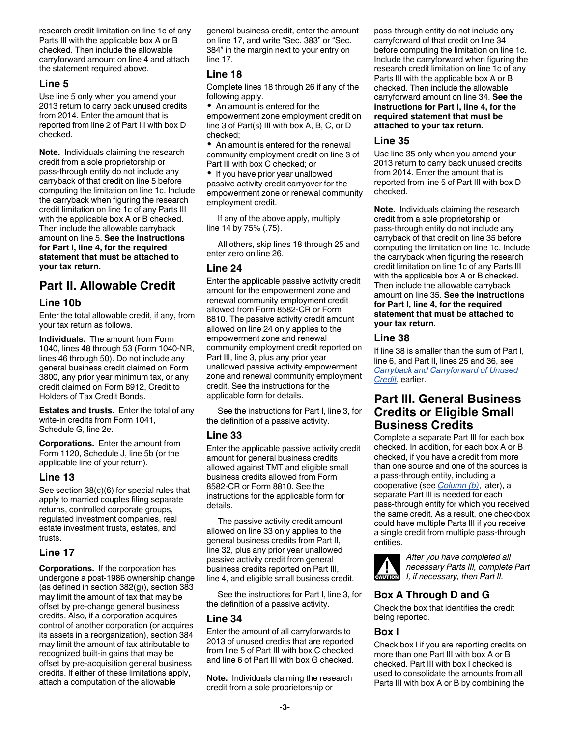research credit limitation on line 1c of any Parts III with the applicable box A or B checked. Then include the allowable carryforward amount on line 4 and attach the statement required above.

### Line 5

Use line 5 only when you amend your 2013 return to carry back unused credits from 2014. Enter the amount that is reported from line 2 of Part III with box D checked.

**Note.** Individuals claiming the research credit from a sole proprietorship or pass-through entity do not include any carryback of that credit on line 5 before computing the limitation on line 1c. Include the carryback when figuring the research credit limitation on line 1c of any Parts III with the applicable box A or B checked. Then include the allowable carryback amount on line 5. **See the instructions for Part I, line 4, for the required statement that must be attached to your tax return.**

## Part II. Allowable Credit

### Line 10b

Enter the total allowable credit, if any, from your tax return as follows.

**Individuals.** The amount from Form 1040, lines 48 through 53 (Form 1040-NR, lines 46 through 50). Do not include any general business credit claimed on Form 3800, any prior year minimum tax, or any credit claimed on Form 8912, Credit to Holders of Tax Credit Bonds.

**Estates and trusts.** Enter the total of any write-in credits from Form 1041, Schedule G, line 2e.

**Corporations.** Enter the amount from Form 1120, Schedule J, line 5b (or the applicable line of your return).

### Line 13

See section 38(c)(6) for special rules that apply to married couples filing separate returns, controlled corporate groups, regulated investment companies, real estate investment trusts, estates, and trusts.

### Line 17

**Corporations.** If the corporation has undergone a post-1986 ownership change (as defined in section 382(g)), section 383 may limit the amount of tax that may be offset by pre-change general business credits. Also, if a corporation acquires control of another corporation (or acquires its assets in a reorganization), section 384 may limit the amount of tax attributable to recognized built-in gains that may be offset by pre-acquisition general business credits. If either of these limitations apply, attach a computation of the allowable general business credit, enter the amount on line 17, and write "Sec. 383" or "Sec. 384" in the margin next to your entry on line 17.

### Line 18

Complete lines 18 through 26 if any of the following apply.

- An amount is entered for the empowerment zone employment credit on line 3 of Part(s) III with box A, B, C, or D checked;
- An amount is entered for the renewal community employment credit on line 3 of Part III with box C checked; or
- If you have prior year unallowed passive activity credit carryover for the empowerment zone or renewal community employment credit.

If any of the above apply, multiply line 14 by 75% (.75).

All others, skip lines 18 through 25 and enter zero on line 26.

### Line 24

Enter the applicable passive activity credit amount for the empowerment zone and renewal community employment credit allowed from Form 8582-CR or Form 8810. The passive activity credit amount allowed on line 24 only applies to the empowerment zone and renewal community employment credit reported on Part III, line 3, plus any prior year unallowed passive activity empowerment zone and renewal community employment credit. See the instructions for the applicable form for details.

See the instructions for Part I, line 3, for the definition of a passive activity.

### Line 33

Enter the applicable passive activity credit amount for general business credits allowed against TMT and eligible small business credits allowed from Form 8582-CR or Form 8810. See the instructions for the applicable form for details.

The passive activity credit amount allowed on line 33 only applies to the general business credits from Part II, line 32, plus any prior year unallowed passive activity credit from general business credits reported on Part III, line 4, and eligible small business credit.

See the instructions for Part I, line 3, for the definition of a passive activity.

### Line 34

Enter the amount of all carryforwards to 2013 of unused credits that are reported from line 5 of Part III with box C checked and line 6 of Part III with box G checked.

**Note.** Individuals claiming the research credit from a sole proprietorship or pass-through entity do not include any carryforward of that credit on line 34 before computing the limitation on line 1c. Include the carryforward when figuring the research credit limitation on line 1c of any Parts III with the applicable box A or B checked. Then include the allowable carryforward amount on line 34. **See the instructions for Part I, line 4, for the required statement that must be attached to your tax return.**

### Line 35

Use line 35 only when you amend your 2013 return to carry back unused credits from 2014. Enter the amount that is reported from line 5 of Part III with box D checked.

**Note.** Individuals claiming the research credit from a sole proprietorship or pass-through entity do not include any carryback of that credit on line 35 before computing the limitation on line 1c. Include the carryback when figuring the research credit limitation on line 1c of any Parts III with the applicable box A or B checked. Then include the allowable carryback amount on line 35. **See the instructions for Part I, line 4, for the required statement that must be attached to your tax return.**

### Line 38

If line 38 is smaller than the sum of Part I, line 6, and Part II, lines 25 and 36, see *Carryback and Carryforward of Unused Credit*, earlier.

## Part III. General Business Credits or Eligible Small Business Credits

Complete a separate Part III for each box checked. In addition, for each box A or B checked, if you have a credit from more than one source and one of the sources is a pass-through entity, including a cooperative (see *Column (b)*, later), a separate Part III is needed for each pass-through entity for which you received the same credit. As a result, one checkbox could have multiple Parts III if you receive a single credit from multiple pass-through entities.

CAUTION: *After you have completed all necessary Parts III, complete Part I, if necessary, then Part II.*

### Box A Through D and G

Check the box that identifies the credit being reported.

### Box I

Check box I if you are reporting credits on more than one Part III with box A or B checked. Part III with box I checked is used to consolidate the amounts from all Parts III with box A or B by combining the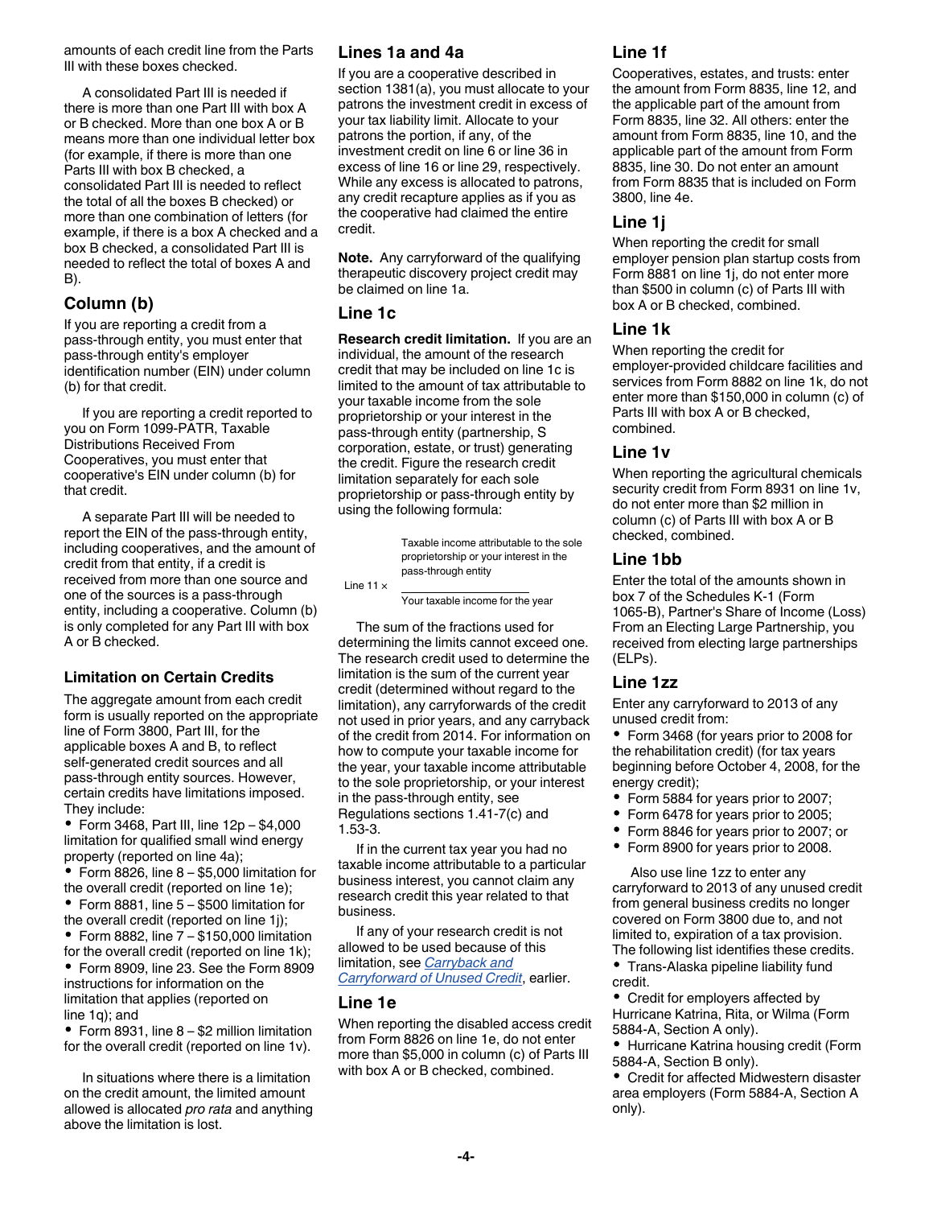amounts of each credit line from the Parts III with these boxes checked.

A consolidated Part III is needed if there is more than one Part III with box A or B checked. More than one box A or B means more than one individual letter box (for example, if there is more than one Parts III with box B checked, a consolidated Part III is needed to reflect the total of all the boxes B checked) or more than one combination of letters (for example, if there is a box A checked and a box B checked, a consolidated Part III is needed to reflect the total of boxes A and B).

### Column (b)

If you are reporting a credit from a pass-through entity, you must enter that pass-through entity's employer identification number (EIN) under column (b) for that credit.

If you are reporting a credit reported to you on Form 1099-PATR, Taxable Distributions Received From Cooperatives, you must enter that cooperative's EIN under column (b) for that credit.

A separate Part III will be needed to report the EIN of the pass-through entity, including cooperatives, and the amount of credit from that entity, if a credit is received from more than one source and one of the sources is a pass-through entity, including a cooperative. Column (b) is only completed for any Part III with box A or B checked.

#### Limitation on Certain Credits

The aggregate amount from each credit form is usually reported on the appropriate line of Form 3800, Part III, for the applicable boxes A and B, to reflect self-generated credit sources and all pass-through entity sources. However, certain credits have limitations imposed. They include:

- Form 3468, Part III, line 12p – $4,000 limitation for qualified small wind energy property (reported on line 4a);
- Form 8826, line 8 – $5,000 limitation for the overall credit (reported on line 1e);
- Form 8881, line 5 – $500 limitation for the overall credit (reported on line 1j);
- Form 8882, line 7 – $150,000 limitation for the overall credit (reported on line 1k);
- Form 8909, line 23. See the Form 8909 instructions for information on the limitation that applies (reported on line 1q); and
- Form 8931, line 8 – $2 million limitation for the overall credit (reported on line 1v).

In situations where there is a limitation on the credit amount, the limited amount allowed is allocated *pro rata* and anything above the limitation is lost.

### Lines 1a and 4a

If you are a cooperative described in section 1381(a), you must allocate to your patrons the investment credit in excess of your tax liability limit. Allocate to your patrons the portion, if any, of the investment credit on line 6 or line 36 in excess of line 16 or line 29, respectively. While any excess is allocated to patrons, any credit recapture applies as if you as the cooperative had claimed the entire credit.

**Note.** Any carryforward of the qualifying therapeutic discovery project credit may be claimed on line 1a.

### Line 1c

**Research credit limitation.** If you are an individual, the amount of the research credit that may be included on line 1c is limited to the amount of tax attributable to your taxable income from the sole proprietorship or your interest in the pass-through entity (partnership, S corporation, estate, or trust) generating the credit. Figure the research credit limitation separately for each sole proprietorship or pass-through entity by using the following formula:

$$\text{Line 11} \times \frac{\text{Taxable income attributable to the sole proprietorship or your interest in the pass-through entity}}{\text{Your taxable income for the year}}$$

The sum of the fractions used for determining the limits cannot exceed one. The research credit used to determine the limitation is the sum of the current year credit (determined without regard to the limitation), any carryforwards of the credit not used in prior years, and any carryback of the credit from 2014. For information on how to compute your taxable income for the year, your taxable income attributable to the sole proprietorship, or your interest in the pass-through entity, see Regulations sections 1.41-7(c) and 1.53-3.

If in the current tax year you had no taxable income attributable to a particular business interest, you cannot claim any research credit this year related to that business.

If any of your research credit is not allowed to be used because of this limitation, see *Carryback and Carryforward of Unused Credit*, earlier.

### Line 1e

When reporting the disabled access credit from Form 8826 on line 1e, do not enter more than $5,000 in column (c) of Parts III with box A or B checked, combined.

### Line 1f

Cooperatives, estates, and trusts: enter the amount from Form 8835, line 12, and the applicable part of the amount from Form 8835, line 32. All others: enter the amount from Form 8835, line 10, and the applicable part of the amount from Form 8835, line 30. Do not enter an amount from Form 8835 that is included on Form 3800, line 4e.

### Line 1j

When reporting the credit for small employer pension plan startup costs from Form 8881 on line 1j, do not enter more than $500 in column (c) of Parts III with box A or B checked, combined.

### Line 1k

When reporting the credit for employer-provided childcare facilities and services from Form 8882 on line 1k, do not enter more than $150,000 in column (c) of Parts III with box A or B checked, combined.

### Line 1v

When reporting the agricultural chemicals security credit from Form 8931 on line 1v, do not enter more than $2 million in column (c) of Parts III with box A or B checked, combined.

### Line 1bb

Enter the total of the amounts shown in box 7 of the Schedules K-1 (Form 1065-B), Partner's Share of Income (Loss) From an Electing Large Partnership, you received from electing large partnerships (ELPs).

### Line 1zz

Enter any carryforward to 2013 of any unused credit from:

- Form 3468 (for years prior to 2008 for the rehabilitation credit) (for tax years beginning before October 4, 2008, for the energy credit);
- Form 5884 for years prior to 2007;
- Form 6478 for years prior to 2005;
- Form 8846 for years prior to 2007; or
- Form 8900 for years prior to 2008.

Also use line 1zz to enter any carryforward to 2013 of any unused credit from general business credits no longer covered on Form 3800 due to, and not limited to, expiration of a tax provision. The following list identifies these credits.

- Trans-Alaska pipeline liability fund credit.
- Credit for employers affected by Hurricane Katrina, Rita, or Wilma (Form 5884-A, Section A only).
- Hurricane Katrina housing credit (Form 5884-A, Section B only).
- Credit for affected Midwestern disaster area employers (Form 5884-A, Section A only).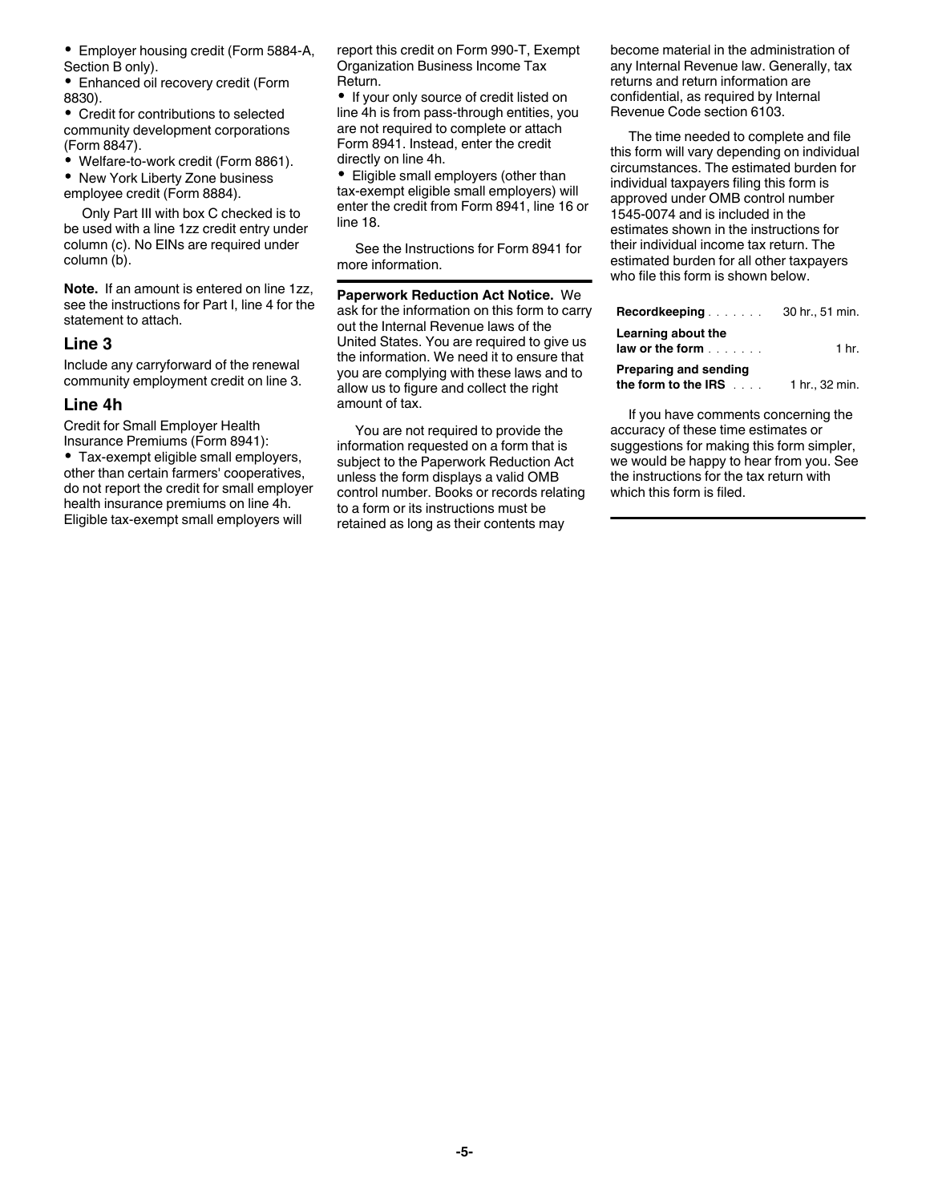- Employer housing credit (Form 5884-A, Section B only).
- Enhanced oil recovery credit (Form 8830).
- Credit for contributions to selected community development corporations (Form 8847).
- Welfare-to-work credit (Form 8861).
- New York Liberty Zone business employee credit (Form 8884).

Only Part III with box C checked is to be used with a line 1zz credit entry under column (c). No EINs are required under column (b).

**Note.** If an amount is entered on line 1zz, see the instructions for Part I, line 4 for the statement to attach.

## Line 3

Include any carryforward of the renewal community employment credit on line 3.

## Line 4h

Credit for Small Employer Health Insurance Premiums (Form 8941):

- Tax-exempt eligible small employers, other than certain farmers' cooperatives, do not report the credit for small employer health insurance premiums on line 4h. Eligible tax-exempt small employers will report this credit on Form 990-T, Exempt Organization Business Income Tax Return.
- If your only source of credit listed on line 4h is from pass-through entities, you are not required to complete or attach Form 8941. Instead, enter the credit directly on line 4h.
- Eligible small employers (other than tax-exempt eligible small employers) will enter the credit from Form 8941, line 16 or line 18.

See the Instructions for Form 8941 for more information.

**Paperwork Reduction Act Notice.** We ask for the information on this form to carry out the Internal Revenue laws of the United States. You are required to give us the information. We need it to ensure that you are complying with these laws and to allow us to figure and collect the right amount of tax.

You are not required to provide the information requested on a form that is subject to the Paperwork Reduction Act unless the form displays a valid OMB control number. Books or records relating to a form or its instructions must be retained as long as their contents may become material in the administration of any Internal Revenue law. Generally, tax returns and return information are confidential, as required by Internal Revenue Code section 6103.

The time needed to complete and file this form will vary depending on individual circumstances. The estimated burden for individual taxpayers filing this form is approved under OMB control number 1545-0074 and is included in the estimates shown in the instructions for their individual income tax return. The estimated burden for all other taxpayers who file this form is shown below.

| | |
|---|---|
| **Recordkeeping** | 30 hr., 51 min. |
| **Learning about the law or the form** | 1 hr. |
| **Preparing and sending the form to the IRS** | 1 hr., 32 min. |

If you have comments concerning the accuracy of these time estimates or suggestions for making this form simpler, we would be happy to hear from you. See the instructions for the tax return with which this form is filed.